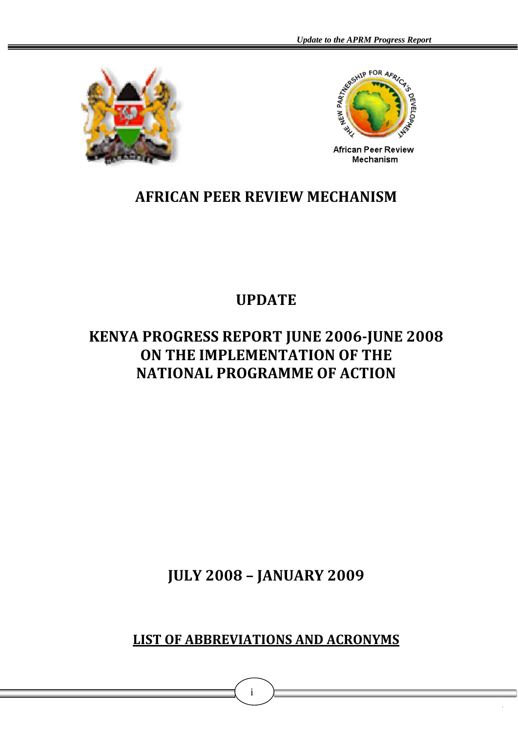African Peer Review Mechanism

# AFRICAN PEER REVIEW MECHANISM

# UPDATE

# KENYA PROGRESS REPORT JUNE 2006-JUNE 2008 ON THE IMPLEMENTATION OF THE NATIONAL PROGRAMME OF ACTION

## JULY 2008 – JANUARY 2009

## LIST OF ABBREVIATIONS AND ACRONYMS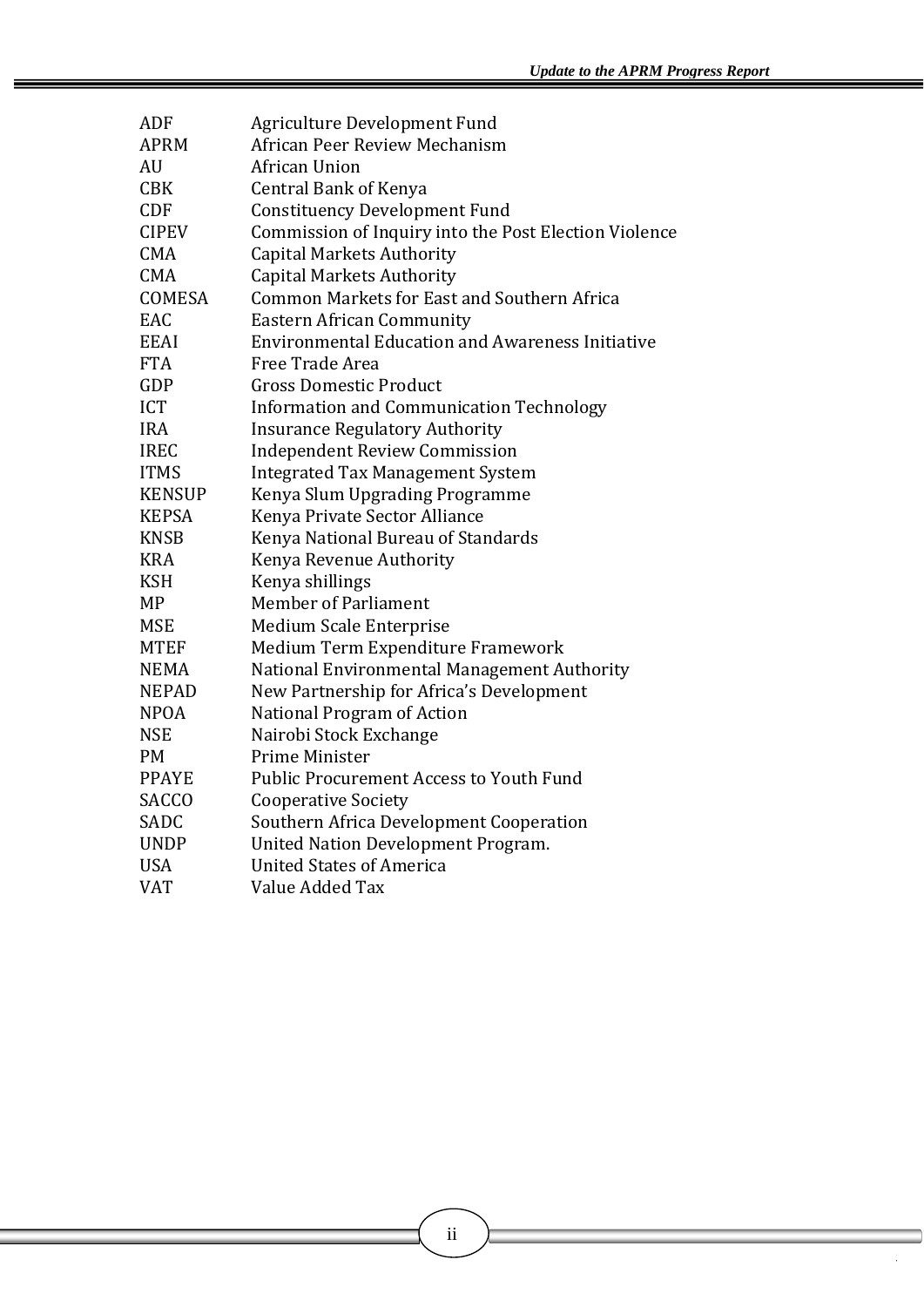| | |
|---|---|
| ADF | Agriculture Development Fund |
| APRM | African Peer Review Mechanism |
| AU | African Union |
| CBK | Central Bank of Kenya |
| CDF | Constituency Development Fund |
| CIPEV | Commission of Inquiry into the Post Election Violence |
| CMA | Capital Markets Authority |
| CMA | Capital Markets Authority |
| COMESA | Common Markets for East and Southern Africa |
| EAC | Eastern African Community |
| EEAI | Environmental Education and Awareness Initiative |
| FTA | Free Trade Area |
| GDP | Gross Domestic Product |
| ICT | Information and Communication Technology |
| IRA | Insurance Regulatory Authority |
| IREC | Independent Review Commission |
| ITMS | Integrated Tax Management System |
| KENSUP | Kenya Slum Upgrading Programme |
| KEPSA | Kenya Private Sector Alliance |
| KNSB | Kenya National Bureau of Standards |
| KRA | Kenya Revenue Authority |
| KSH | Kenya shillings |
| MP | Member of Parliament |
| MSE | Medium Scale Enterprise |
| MTEF | Medium Term Expenditure Framework |
| NEMA | National Environmental Management Authority |
| NEPAD | New Partnership for Africa's Development |
| NPOA | National Program of Action |
| NSE | Nairobi Stock Exchange |
| PM | Prime Minister |
| PPAYE | Public Procurement Access to Youth Fund |
| SACCO | Cooperative Society |
| SADC | Southern Africa Development Cooperation |
| UNDP | United Nation Development Program. |
| USA | United States of America |
| VAT | Value Added Tax |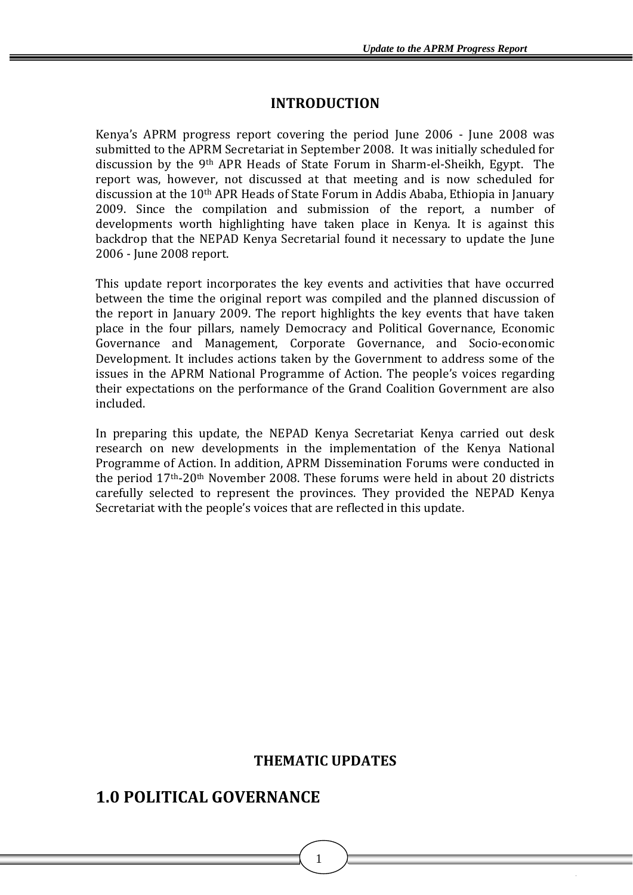# INTRODUCTION

Kenya's APRM progress report covering the period June 2006 - June 2008 was submitted to the APRM Secretariat in September 2008. It was initially scheduled for discussion by the 9th APR Heads of State Forum in Sharm-el-Sheikh, Egypt. The report was, however, not discussed at that meeting and is now scheduled for discussion at the 10th APR Heads of State Forum in Addis Ababa, Ethiopia in January 2009. Since the compilation and submission of the report, a number of developments worth highlighting have taken place in Kenya. It is against this backdrop that the NEPAD Kenya Secretarial found it necessary to update the June 2006 - June 2008 report.

This update report incorporates the key events and activities that have occurred between the time the original report was compiled and the planned discussion of the report in January 2009. The report highlights the key events that have taken place in the four pillars, namely Democracy and Political Governance, Economic Governance and Management, Corporate Governance, and Socio-economic Development. It includes actions taken by the Government to address some of the issues in the APRM National Programme of Action. The people's voices regarding their expectations on the performance of the Grand Coalition Government are also included.

In preparing this update, the NEPAD Kenya Secretariat Kenya carried out desk research on new developments in the implementation of the Kenya National Programme of Action. In addition, APRM Dissemination Forums were conducted in the period 17th-20th November 2008. These forums were held in about 20 districts carefully selected to represent the provinces. They provided the NEPAD Kenya Secretariat with the people's voices that are reflected in this update.

## THEMATIC UPDATES

# 1.0 POLITICAL GOVERNANCE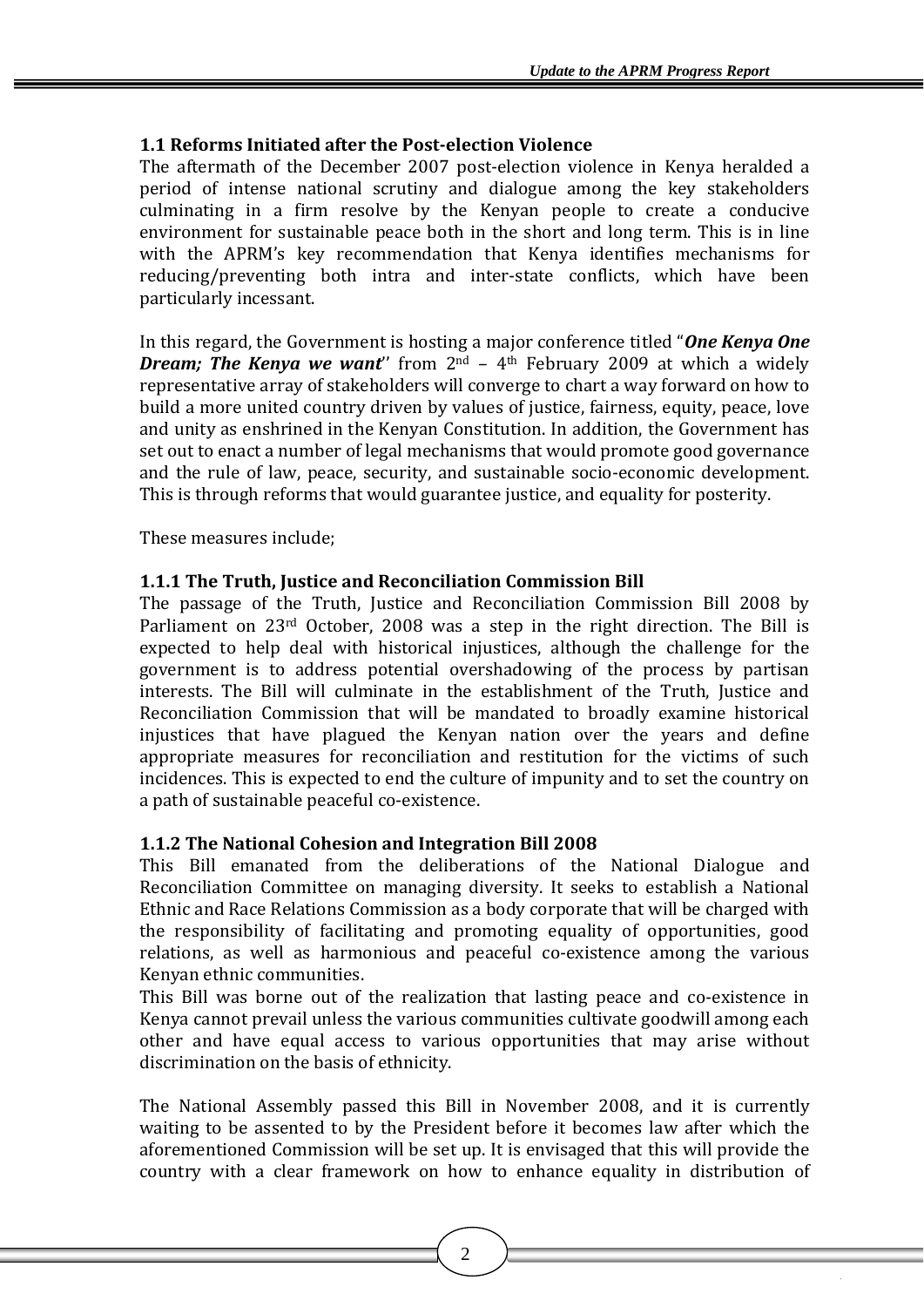### 1.1 Reforms Initiated after the Post-election Violence

The aftermath of the December 2007 post-election violence in Kenya heralded a period of intense national scrutiny and dialogue among the key stakeholders culminating in a firm resolve by the Kenyan people to create a conducive environment for sustainable peace both in the short and long term. This is in line with the APRM's key recommendation that Kenya identifies mechanisms for reducing/preventing both intra and inter-state conflicts, which have been particularly incessant.

In this regard, the Government is hosting a major conference titled "***One Kenya One Dream; The Kenya we want***'' from 2nd – 4th February 2009 at which a widely representative array of stakeholders will converge to chart a way forward on how to build a more united country driven by values of justice, fairness, equity, peace, love and unity as enshrined in the Kenyan Constitution. In addition, the Government has set out to enact a number of legal mechanisms that would promote good governance and the rule of law, peace, security, and sustainable socio-economic development. This is through reforms that would guarantee justice, and equality for posterity.

These measures include;

#### 1.1.1 The Truth, Justice and Reconciliation Commission Bill

The passage of the Truth, Justice and Reconciliation Commission Bill 2008 by Parliament on 23rd October, 2008 was a step in the right direction. The Bill is expected to help deal with historical injustices, although the challenge for the government is to address potential overshadowing of the process by partisan interests. The Bill will culminate in the establishment of the Truth, Justice and Reconciliation Commission that will be mandated to broadly examine historical injustices that have plagued the Kenyan nation over the years and define appropriate measures for reconciliation and restitution for the victims of such incidences. This is expected to end the culture of impunity and to set the country on a path of sustainable peaceful co-existence.

#### 1.1.2 The National Cohesion and Integration Bill 2008

This Bill emanated from the deliberations of the National Dialogue and Reconciliation Committee on managing diversity. It seeks to establish a National Ethnic and Race Relations Commission as a body corporate that will be charged with the responsibility of facilitating and promoting equality of opportunities, good relations, as well as harmonious and peaceful co-existence among the various Kenyan ethnic communities.

This Bill was borne out of the realization that lasting peace and co-existence in Kenya cannot prevail unless the various communities cultivate goodwill among each other and have equal access to various opportunities that may arise without discrimination on the basis of ethnicity.

The National Assembly passed this Bill in November 2008, and it is currently waiting to be assented to by the President before it becomes law after which the aforementioned Commission will be set up. It is envisaged that this will provide the country with a clear framework on how to enhance equality in distribution of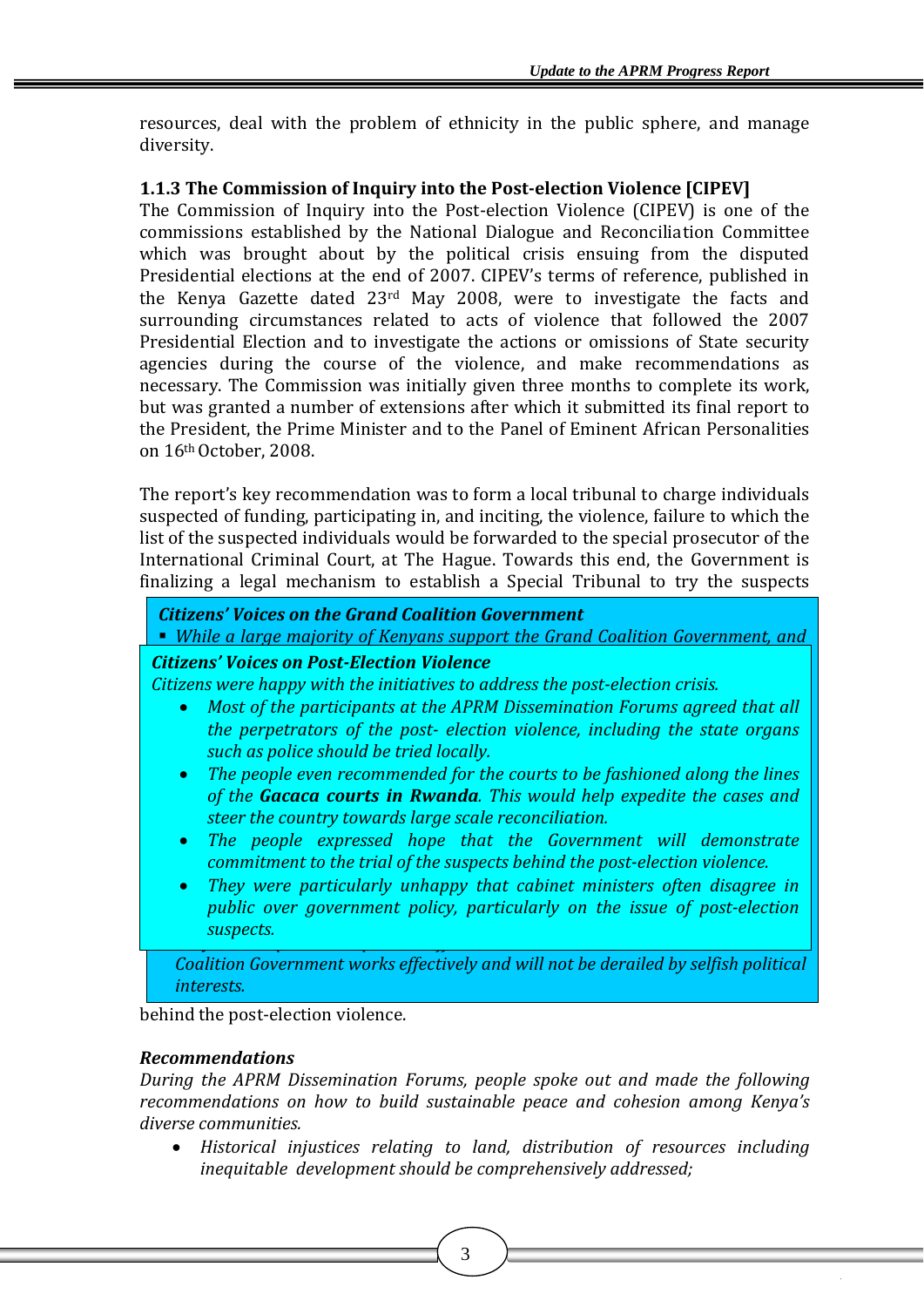resources, deal with the problem of ethnicity in the public sphere, and manage diversity.

### 1.1.3 The Commission of Inquiry into the Post-election Violence [CIPEV]

The Commission of Inquiry into the Post-election Violence (CIPEV) is one of the commissions established by the National Dialogue and Reconciliation Committee which was brought about by the political crisis ensuing from the disputed Presidential elections at the end of 2007. CIPEV's terms of reference, published in the Kenya Gazette dated 23rd May 2008, were to investigate the facts and surrounding circumstances related to acts of violence that followed the 2007 Presidential Election and to investigate the actions or omissions of State security agencies during the course of the violence, and make recommendations as necessary. The Commission was initially given three months to complete its work, but was granted a number of extensions after which it submitted its final report to the President, the Prime Minister and to the Panel of Eminent African Personalities on 16th October, 2008.

The report's key recommendation was to form a local tribunal to charge individuals suspected of funding, participating in, and inciting, the violence, failure to which the list of the suspected individuals would be forwarded to the special prosecutor of the International Criminal Court, at The Hague. Towards this end, the Government is finalizing a legal mechanism to establish a Special Tribunal to try the suspects behind the post-election violence.

> ***Citizens' Voices on the Grand Coalition Government***
>
> - *While a large majority of Kenyans support the Grand Coalition Government, and*
>
> *Coalition Government works effectively and will not be derailed by selfish political interests.*

> ***Citizens' Voices on Post-Election Violence***
>
> *Citizens were happy with the initiatives to address the post-election crisis.*
>
> - *Most of the participants at the APRM Dissemination Forums agreed that all the perpetrators of the post- election violence, including the state organs such as police should be tried locally.*
> - *The people even recommended for the courts to be fashioned along the lines of the **Gacaca courts in Rwanda**. This would help expedite the cases and steer the country towards large scale reconciliation.*
> - *The people expressed hope that the Government will demonstrate commitment to the trial of the suspects behind the post-election violence.*
> - *They were particularly unhappy that cabinet ministers often disagree in public over government policy, particularly on the issue of post-election suspects.*

***Recommendations***

*During the APRM Dissemination Forums, people spoke out and made the following recommendations on how to build sustainable peace and cohesion among Kenya's diverse communities.*

- *Historical injustices relating to land, distribution of resources including inequitable development should be comprehensively addressed;*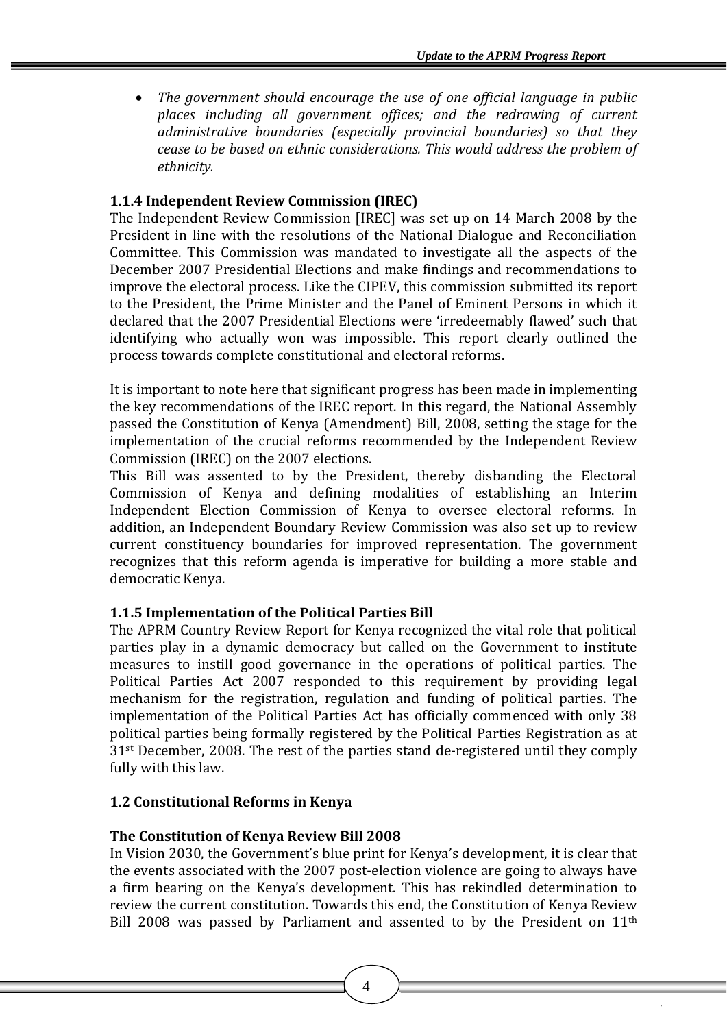- *The government should encourage the use of one official language in public places including all government offices; and the redrawing of current administrative boundaries (especially provincial boundaries) so that they cease to be based on ethnic considerations. This would address the problem of ethnicity.*

### 1.1.4 Independent Review Commission (IREC)

The Independent Review Commission [IREC] was set up on 14 March 2008 by the President in line with the resolutions of the National Dialogue and Reconciliation Committee. This Commission was mandated to investigate all the aspects of the December 2007 Presidential Elections and make findings and recommendations to improve the electoral process. Like the CIPEV, this commission submitted its report to the President, the Prime Minister and the Panel of Eminent Persons in which it declared that the 2007 Presidential Elections were 'irredeemably flawed' such that identifying who actually won was impossible. This report clearly outlined the process towards complete constitutional and electoral reforms.

It is important to note here that significant progress has been made in implementing the key recommendations of the IREC report. In this regard, the National Assembly passed the Constitution of Kenya (Amendment) Bill, 2008, setting the stage for the implementation of the crucial reforms recommended by the Independent Review Commission (IREC) on the 2007 elections.

This Bill was assented to by the President, thereby disbanding the Electoral Commission of Kenya and defining modalities of establishing an Interim Independent Election Commission of Kenya to oversee electoral reforms. In addition, an Independent Boundary Review Commission was also set up to review current constituency boundaries for improved representation. The government recognizes that this reform agenda is imperative for building a more stable and democratic Kenya.

### 1.1.5 Implementation of the Political Parties Bill

The APRM Country Review Report for Kenya recognized the vital role that political parties play in a dynamic democracy but called on the Government to institute measures to instill good governance in the operations of political parties. The Political Parties Act 2007 responded to this requirement by providing legal mechanism for the registration, regulation and funding of political parties. The implementation of the Political Parties Act has officially commenced with only 38 political parties being formally registered by the Political Parties Registration as at 31st December, 2008. The rest of the parties stand de-registered until they comply fully with this law.

## 1.2 Constitutional Reforms in Kenya

### The Constitution of Kenya Review Bill 2008

In Vision 2030, the Government's blue print for Kenya's development, it is clear that the events associated with the 2007 post-election violence are going to always have a firm bearing on the Kenya's development. This has rekindled determination to review the current constitution. Towards this end, the Constitution of Kenya Review Bill 2008 was passed by Parliament and assented to by the President on 11th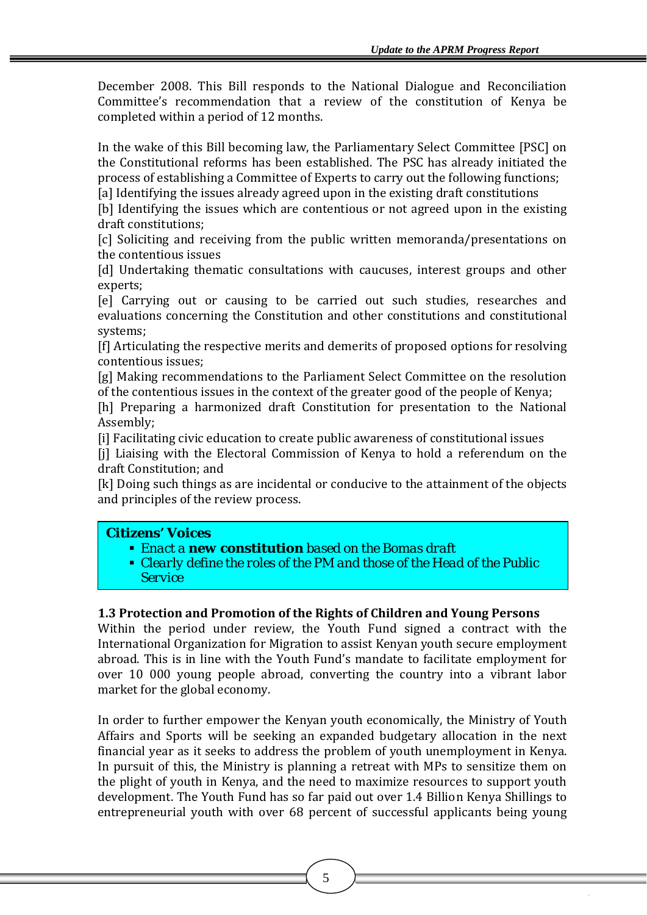December 2008. This Bill responds to the National Dialogue and Reconciliation Committee's recommendation that a review of the constitution of Kenya be completed within a period of 12 months.

In the wake of this Bill becoming law, the Parliamentary Select Committee [PSC] on the Constitutional reforms has been established. The PSC has already initiated the process of establishing a Committee of Experts to carry out the following functions;

[a] Identifying the issues already agreed upon in the existing draft constitutions

[b] Identifying the issues which are contentious or not agreed upon in the existing draft constitutions;

[c] Soliciting and receiving from the public written memoranda/presentations on the contentious issues

[d] Undertaking thematic consultations with caucuses, interest groups and other experts;

[e] Carrying out or causing to be carried out such studies, researches and evaluations concerning the Constitution and other constitutions and constitutional systems;

[f] Articulating the respective merits and demerits of proposed options for resolving contentious issues;

[g] Making recommendations to the Parliament Select Committee on the resolution of the contentious issues in the context of the greater good of the people of Kenya;

[h] Preparing a harmonized draft Constitution for presentation to the National Assembly;

[i] Facilitating civic education to create public awareness of constitutional issues

[j] Liaising with the Electoral Commission of Kenya to hold a referendum on the draft Constitution; and

[k] Doing such things as are incidental or conducive to the attainment of the objects and principles of the review process.

> **Citizens' Voices**
> - Enact a **new constitution** based on the Bomas draft
> - Clearly define the roles of the PM and those of the Head of the Public Service

### 1.3 Protection and Promotion of the Rights of Children and Young Persons

Within the period under review, the Youth Fund signed a contract with the International Organization for Migration to assist Kenyan youth secure employment abroad. This is in line with the Youth Fund's mandate to facilitate employment for over 10 000 young people abroad, converting the country into a vibrant labor market for the global economy.

In order to further empower the Kenyan youth economically, the Ministry of Youth Affairs and Sports will be seeking an expanded budgetary allocation in the next financial year as it seeks to address the problem of youth unemployment in Kenya. In pursuit of this, the Ministry is planning a retreat with MPs to sensitize them on the plight of youth in Kenya, and the need to maximize resources to support youth development. The Youth Fund has so far paid out over 1.4 Billion Kenya Shillings to entrepreneurial youth with over 68 percent of successful applicants being young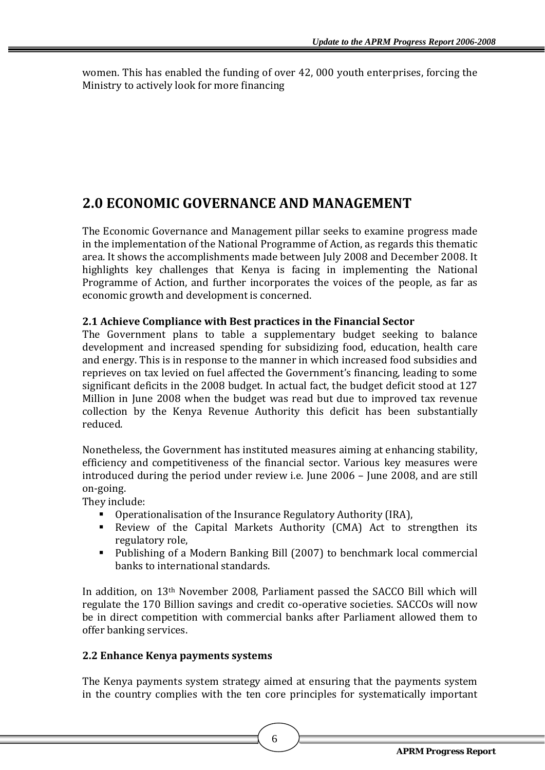women. This has enabled the funding of over 42, 000 youth enterprises, forcing the Ministry to actively look for more financing

## 2.0 ECONOMIC GOVERNANCE AND MANAGEMENT

The Economic Governance and Management pillar seeks to examine progress made in the implementation of the National Programme of Action, as regards this thematic area. It shows the accomplishments made between July 2008 and December 2008. It highlights key challenges that Kenya is facing in implementing the National Programme of Action, and further incorporates the voices of the people, as far as economic growth and development is concerned.

### 2.1 Achieve Compliance with Best practices in the Financial Sector

The Government plans to table a supplementary budget seeking to balance development and increased spending for subsidizing food, education, health care and energy. This is in response to the manner in which increased food subsidies and reprieves on tax levied on fuel affected the Government's financing, leading to some significant deficits in the 2008 budget. In actual fact, the budget deficit stood at 127 Million in June 2008 when the budget was read but due to improved tax revenue collection by the Kenya Revenue Authority this deficit has been substantially reduced.

Nonetheless, the Government has instituted measures aiming at enhancing stability, efficiency and competitiveness of the financial sector. Various key measures were introduced during the period under review i.e. June 2006 – June 2008, and are still on-going.

They include:

- Operationalisation of the Insurance Regulatory Authority (IRA),
- Review of the Capital Markets Authority (CMA) Act to strengthen its regulatory role,
- Publishing of a Modern Banking Bill (2007) to benchmark local commercial banks to international standards.

In addition, on 13th November 2008, Parliament passed the SACCO Bill which will regulate the 170 Billion savings and credit co-operative societies. SACCOs will now be in direct competition with commercial banks after Parliament allowed them to offer banking services.

### 2.2 Enhance Kenya payments systems

The Kenya payments system strategy aimed at ensuring that the payments system in the country complies with the ten core principles for systematically important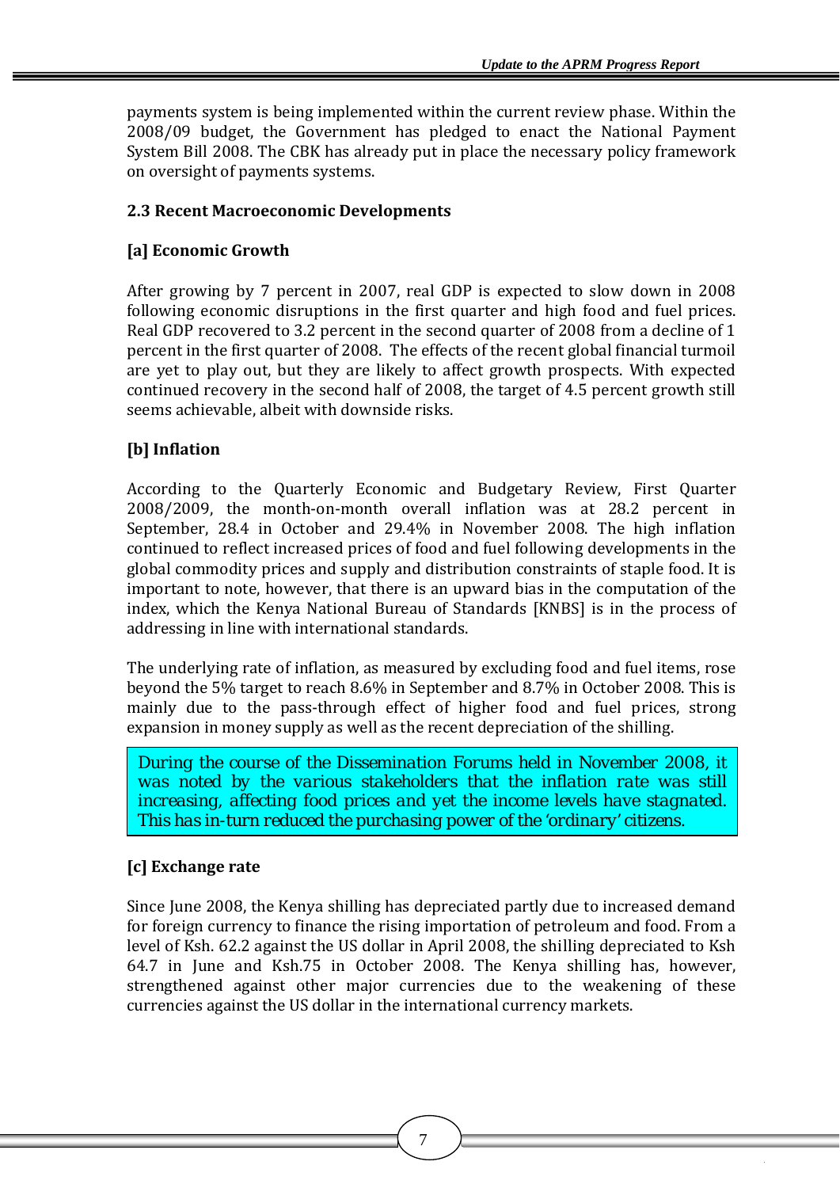payments system is being implemented within the current review phase. Within the 2008/09 budget, the Government has pledged to enact the National Payment System Bill 2008. The CBK has already put in place the necessary policy framework on oversight of payments systems.

### 2.3 Recent Macroeconomic Developments

#### [a] Economic Growth

After growing by 7 percent in 2007, real GDP is expected to slow down in 2008 following economic disruptions in the first quarter and high food and fuel prices. Real GDP recovered to 3.2 percent in the second quarter of 2008 from a decline of 1 percent in the first quarter of 2008. The effects of the recent global financial turmoil are yet to play out, but they are likely to affect growth prospects. With expected continued recovery in the second half of 2008, the target of 4.5 percent growth still seems achievable, albeit with downside risks.

#### [b] Inflation

According to the Quarterly Economic and Budgetary Review, First Quarter 2008/2009, the month-on-month overall inflation was at 28.2 percent in September, 28.4 in October and 29.4% in November 2008. The high inflation continued to reflect increased prices of food and fuel following developments in the global commodity prices and supply and distribution constraints of staple food. It is important to note, however, that there is an upward bias in the computation of the index, which the Kenya National Bureau of Standards [KNBS] is in the process of addressing in line with international standards.

The underlying rate of inflation, as measured by excluding food and fuel items, rose beyond the 5% target to reach 8.6% in September and 8.7% in October 2008. This is mainly due to the pass-through effect of higher food and fuel prices, strong expansion in money supply as well as the recent depreciation of the shilling.

> *During the course of the Dissemination Forums held in November 2008, it was noted by the various stakeholders that the inflation rate was still increasing, affecting food prices and yet the income levels have stagnated. This has in-turn reduced the purchasing power of the 'ordinary' citizens.*

#### [c] Exchange rate

Since June 2008, the Kenya shilling has depreciated partly due to increased demand for foreign currency to finance the rising importation of petroleum and food. From a level of Ksh. 62.2 against the US dollar in April 2008, the shilling depreciated to Ksh 64.7 in June and Ksh.75 in October 2008. The Kenya shilling has, however, strengthened against other major currencies due to the weakening of these currencies against the US dollar in the international currency markets.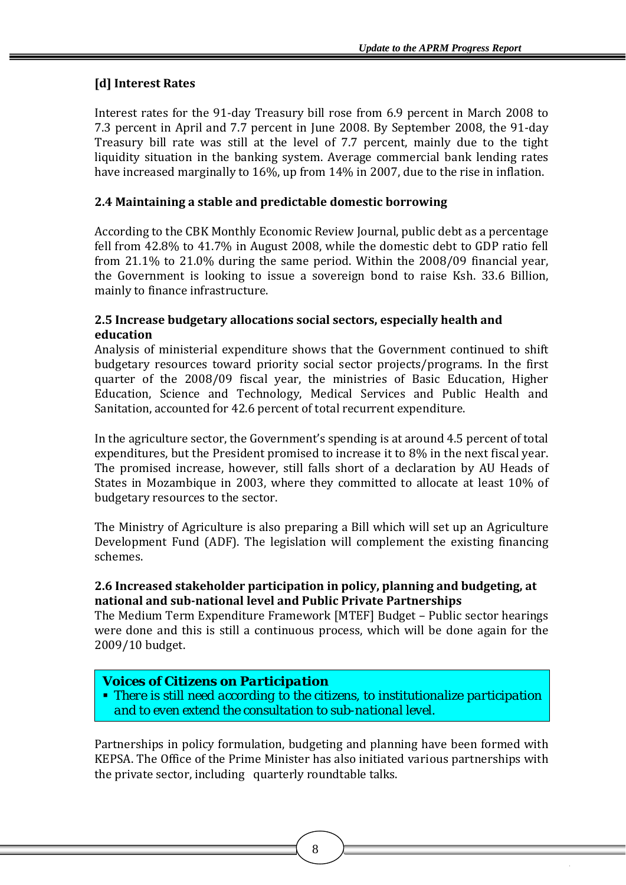### [d] Interest Rates

Interest rates for the 91-day Treasury bill rose from 6.9 percent in March 2008 to 7.3 percent in April and 7.7 percent in June 2008. By September 2008, the 91-day Treasury bill rate was still at the level of 7.7 percent, mainly due to the tight liquidity situation in the banking system. Average commercial bank lending rates have increased marginally to 16%, up from 14% in 2007, due to the rise in inflation.

### 2.4 Maintaining a stable and predictable domestic borrowing

According to the CBK Monthly Economic Review Journal, public debt as a percentage fell from 42.8% to 41.7% in August 2008, while the domestic debt to GDP ratio fell from 21.1% to 21.0% during the same period. Within the 2008/09 financial year, the Government is looking to issue a sovereign bond to raise Ksh. 33.6 Billion, mainly to finance infrastructure.

### 2.5 Increase budgetary allocations social sectors, especially health and education

Analysis of ministerial expenditure shows that the Government continued to shift budgetary resources toward priority social sector projects/programs. In the first quarter of the 2008/09 fiscal year, the ministries of Basic Education, Higher Education, Science and Technology, Medical Services and Public Health and Sanitation, accounted for 42.6 percent of total recurrent expenditure.

In the agriculture sector, the Government's spending is at around 4.5 percent of total expenditures, but the President promised to increase it to 8% in the next fiscal year. The promised increase, however, still falls short of a declaration by AU Heads of States in Mozambique in 2003, where they committed to allocate at least 10% of budgetary resources to the sector.

The Ministry of Agriculture is also preparing a Bill which will set up an Agriculture Development Fund (ADF). The legislation will complement the existing financing schemes.

### 2.6 Increased stakeholder participation in policy, planning and budgeting, at national and sub-national level and Public Private Partnerships

The Medium Term Expenditure Framework [MTEF] Budget – Public sector hearings were done and this is still a continuous process, which will be done again for the 2009/10 budget.

> ***Voices of Citizens on Participation***
>
> - *There is still need according to the citizens, to institutionalize participation and to even extend the consultation to sub-national level.*

Partnerships in policy formulation, budgeting and planning have been formed with KEPSA. The Office of the Prime Minister has also initiated various partnerships with the private sector, including quarterly roundtable talks.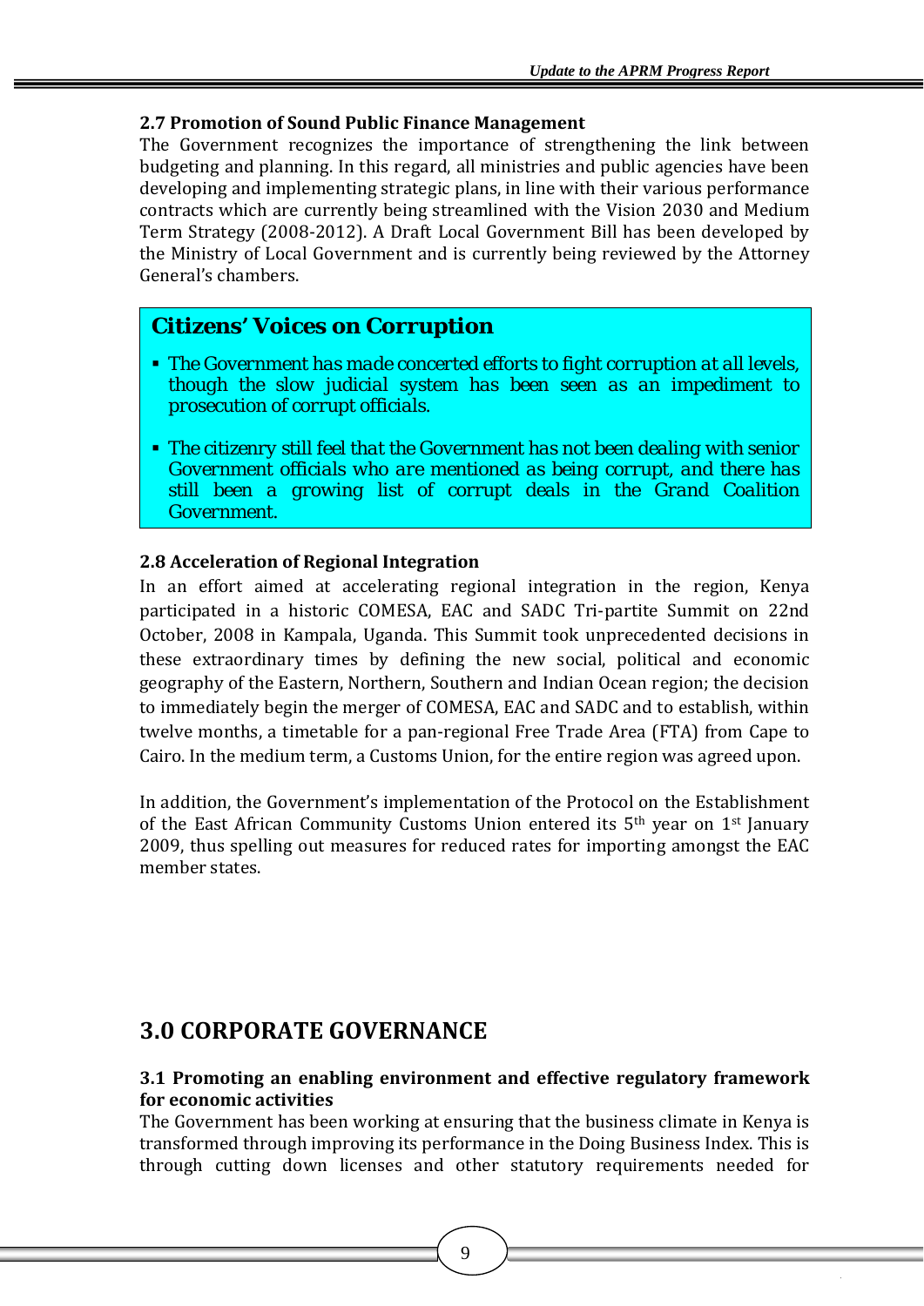### 2.7 Promotion of Sound Public Finance Management

The Government recognizes the importance of strengthening the link between budgeting and planning. In this regard, all ministries and public agencies have been developing and implementing strategic plans, in line with their various performance contracts which are currently being streamlined with the Vision 2030 and Medium Term Strategy (2008-2012). A Draft Local Government Bill has been developed by the Ministry of Local Government and is currently being reviewed by the Attorney General's chambers.

**Citizens' Voices on Corruption**

- The Government has made concerted efforts to fight corruption at all levels, though the slow judicial system has been seen as an impediment to prosecution of corrupt officials.
- The citizenry still feel that the Government has not been dealing with senior Government officials who are mentioned as being corrupt, and there has still been a growing list of corrupt deals in the Grand Coalition Government.

### 2.8 Acceleration of Regional Integration

In an effort aimed at accelerating regional integration in the region, Kenya participated in a historic COMESA, EAC and SADC Tri-partite Summit on 22nd October, 2008 in Kampala, Uganda. This Summit took unprecedented decisions in these extraordinary times by defining the new social, political and economic geography of the Eastern, Northern, Southern and Indian Ocean region; the decision to immediately begin the merger of COMESA, EAC and SADC and to establish, within twelve months, a timetable for a pan-regional Free Trade Area (FTA) from Cape to Cairo. In the medium term, a Customs Union, for the entire region was agreed upon.

In addition, the Government's implementation of the Protocol on the Establishment of the East African Community Customs Union entered its 5th year on 1st January 2009, thus spelling out measures for reduced rates for importing amongst the EAC member states.

## 3.0 CORPORATE GOVERNANCE

### 3.1 Promoting an enabling environment and effective regulatory framework for economic activities

The Government has been working at ensuring that the business climate in Kenya is transformed through improving its performance in the Doing Business Index. This is through cutting down licenses and other statutory requirements needed for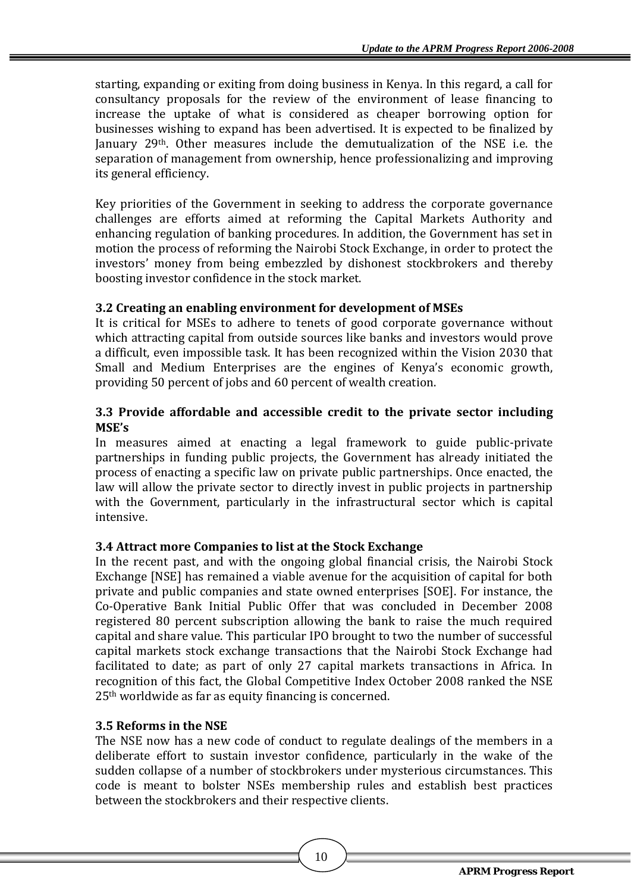starting, expanding or exiting from doing business in Kenya. In this regard, a call for consultancy proposals for the review of the environment of lease financing to increase the uptake of what is considered as cheaper borrowing option for businesses wishing to expand has been advertised. It is expected to be finalized by January 29th. Other measures include the demutualization of the NSE i.e. the separation of management from ownership, hence professionalizing and improving its general efficiency.

Key priorities of the Government in seeking to address the corporate governance challenges are efforts aimed at reforming the Capital Markets Authority and enhancing regulation of banking procedures. In addition, the Government has set in motion the process of reforming the Nairobi Stock Exchange, in order to protect the investors' money from being embezzled by dishonest stockbrokers and thereby boosting investor confidence in the stock market.

### 3.2 Creating an enabling environment for development of MSEs

It is critical for MSEs to adhere to tenets of good corporate governance without which attracting capital from outside sources like banks and investors would prove a difficult, even impossible task. It has been recognized within the Vision 2030 that Small and Medium Enterprises are the engines of Kenya's economic growth, providing 50 percent of jobs and 60 percent of wealth creation.

### 3.3 Provide affordable and accessible credit to the private sector including MSE's

In measures aimed at enacting a legal framework to guide public-private partnerships in funding public projects, the Government has already initiated the process of enacting a specific law on private public partnerships. Once enacted, the law will allow the private sector to directly invest in public projects in partnership with the Government, particularly in the infrastructural sector which is capital intensive.

### 3.4 Attract more Companies to list at the Stock Exchange

In the recent past, and with the ongoing global financial crisis, the Nairobi Stock Exchange [NSE] has remained a viable avenue for the acquisition of capital for both private and public companies and state owned enterprises [SOE]. For instance, the Co-Operative Bank Initial Public Offer that was concluded in December 2008 registered 80 percent subscription allowing the bank to raise the much required capital and share value. This particular IPO brought to two the number of successful capital markets stock exchange transactions that the Nairobi Stock Exchange had facilitated to date; as part of only 27 capital markets transactions in Africa. In recognition of this fact, the Global Competitive Index October 2008 ranked the NSE 25th worldwide as far as equity financing is concerned.

### 3.5 Reforms in the NSE

The NSE now has a new code of conduct to regulate dealings of the members in a deliberate effort to sustain investor confidence, particularly in the wake of the sudden collapse of a number of stockbrokers under mysterious circumstances. This code is meant to bolster NSEs membership rules and establish best practices between the stockbrokers and their respective clients.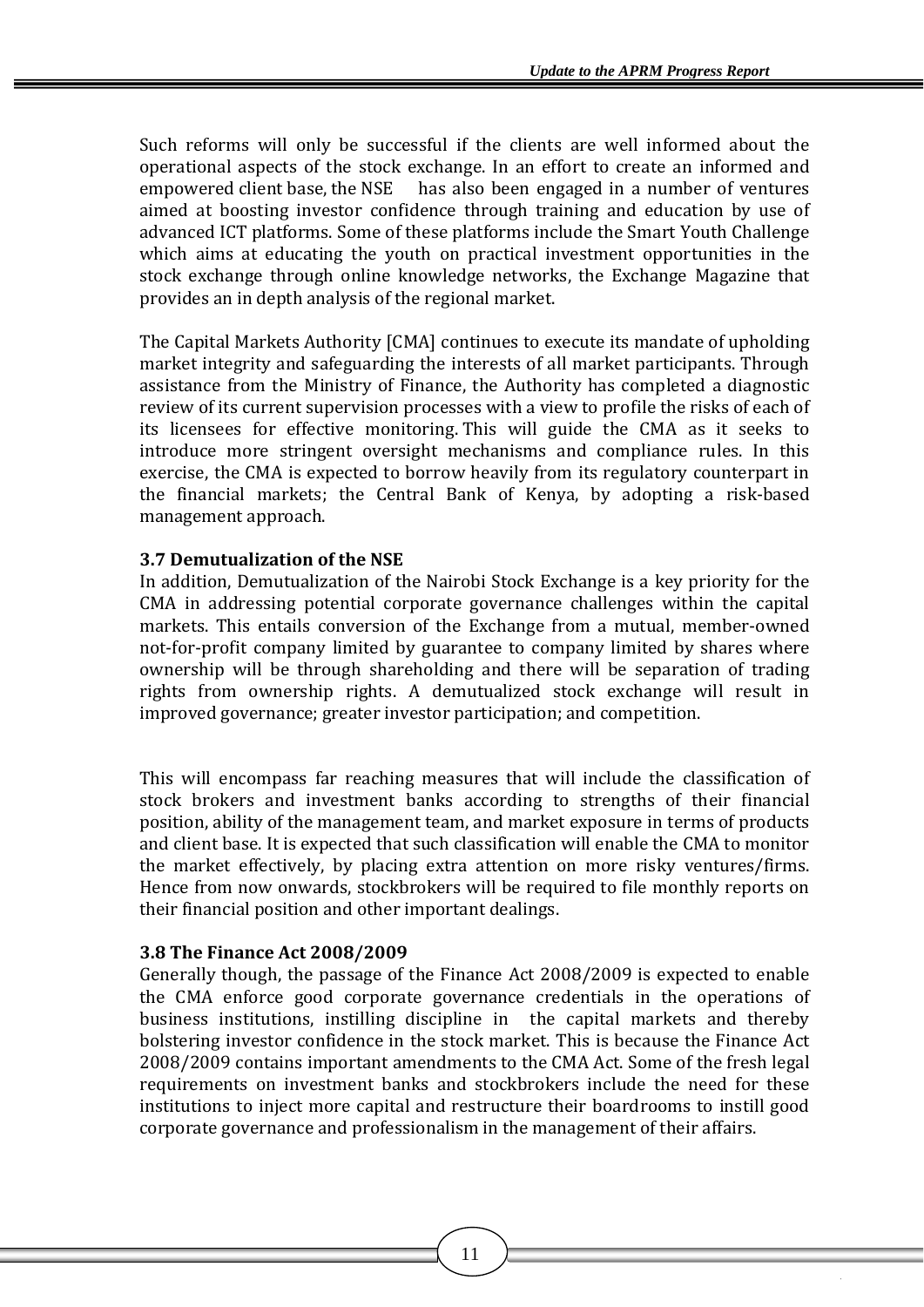Such reforms will only be successful if the clients are well informed about the operational aspects of the stock exchange. In an effort to create an informed and empowered client base, the NSE has also been engaged in a number of ventures aimed at boosting investor confidence through training and education by use of advanced ICT platforms. Some of these platforms include the Smart Youth Challenge which aims at educating the youth on practical investment opportunities in the stock exchange through online knowledge networks, the Exchange Magazine that provides an in depth analysis of the regional market.

The Capital Markets Authority [CMA] continues to execute its mandate of upholding market integrity and safeguarding the interests of all market participants. Through assistance from the Ministry of Finance, the Authority has completed a diagnostic review of its current supervision processes with a view to profile the risks of each of its licensees for effective monitoring. This will guide the CMA as it seeks to introduce more stringent oversight mechanisms and compliance rules. In this exercise, the CMA is expected to borrow heavily from its regulatory counterpart in the financial markets; the Central Bank of Kenya, by adopting a risk-based management approach.

### 3.7 Demutualization of the NSE

In addition, Demutualization of the Nairobi Stock Exchange is a key priority for the CMA in addressing potential corporate governance challenges within the capital markets. This entails conversion of the Exchange from a mutual, member-owned not-for-profit company limited by guarantee to company limited by shares where ownership will be through shareholding and there will be separation of trading rights from ownership rights. A demutualized stock exchange will result in improved governance; greater investor participation; and competition.

This will encompass far reaching measures that will include the classification of stock brokers and investment banks according to strengths of their financial position, ability of the management team, and market exposure in terms of products and client base. It is expected that such classification will enable the CMA to monitor the market effectively, by placing extra attention on more risky ventures/firms. Hence from now onwards, stockbrokers will be required to file monthly reports on their financial position and other important dealings.

### 3.8 The Finance Act 2008/2009

Generally though, the passage of the Finance Act 2008/2009 is expected to enable the CMA enforce good corporate governance credentials in the operations of business institutions, instilling discipline in the capital markets and thereby bolstering investor confidence in the stock market. This is because the Finance Act 2008/2009 contains important amendments to the CMA Act. Some of the fresh legal requirements on investment banks and stockbrokers include the need for these institutions to inject more capital and restructure their boardrooms to instill good corporate governance and professionalism in the management of their affairs.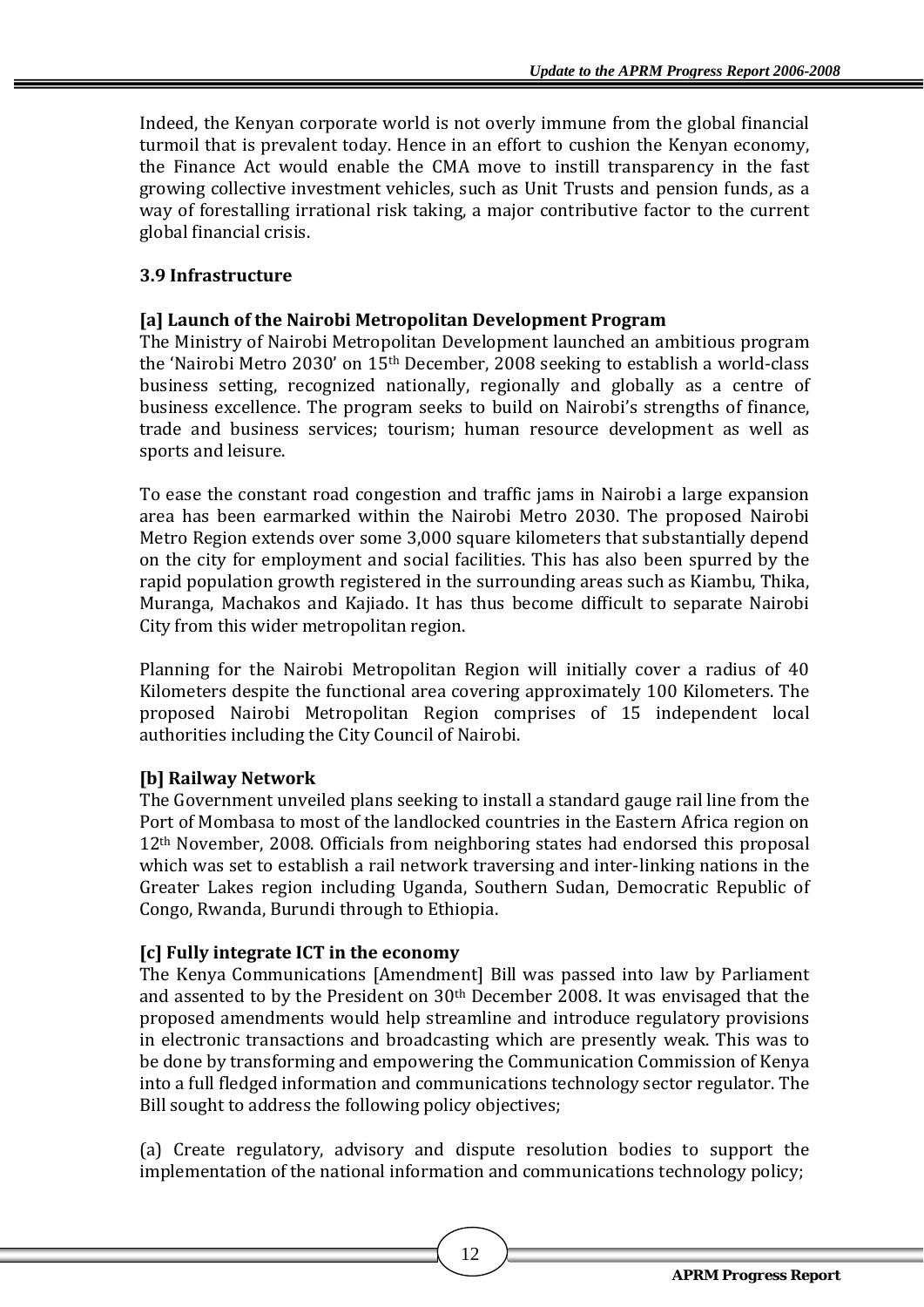Indeed, the Kenyan corporate world is not overly immune from the global financial turmoil that is prevalent today. Hence in an effort to cushion the Kenyan economy, the Finance Act would enable the CMA move to instill transparency in the fast growing collective investment vehicles, such as Unit Trusts and pension funds, as a way of forestalling irrational risk taking, a major contributive factor to the current global financial crisis.

### 3.9 Infrastructure

#### [a] Launch of the Nairobi Metropolitan Development Program

The Ministry of Nairobi Metropolitan Development launched an ambitious program the 'Nairobi Metro 2030' on 15th December, 2008 seeking to establish a world-class business setting, recognized nationally, regionally and globally as a centre of business excellence. The program seeks to build on Nairobi's strengths of finance, trade and business services; tourism; human resource development as well as sports and leisure.

To ease the constant road congestion and traffic jams in Nairobi a large expansion area has been earmarked within the Nairobi Metro 2030. The proposed Nairobi Metro Region extends over some 3,000 square kilometers that substantially depend on the city for employment and social facilities. This has also been spurred by the rapid population growth registered in the surrounding areas such as Kiambu, Thika, Muranga, Machakos and Kajiado. It has thus become difficult to separate Nairobi City from this wider metropolitan region.

Planning for the Nairobi Metropolitan Region will initially cover a radius of 40 Kilometers despite the functional area covering approximately 100 Kilometers. The proposed Nairobi Metropolitan Region comprises of 15 independent local authorities including the City Council of Nairobi.

#### [b] Railway Network

The Government unveiled plans seeking to install a standard gauge rail line from the Port of Mombasa to most of the landlocked countries in the Eastern Africa region on 12th November, 2008. Officials from neighboring states had endorsed this proposal which was set to establish a rail network traversing and inter-linking nations in the Greater Lakes region including Uganda, Southern Sudan, Democratic Republic of Congo, Rwanda, Burundi through to Ethiopia.

#### [c] Fully integrate ICT in the economy

The Kenya Communications [Amendment] Bill was passed into law by Parliament and assented to by the President on 30th December 2008. It was envisaged that the proposed amendments would help streamline and introduce regulatory provisions in electronic transactions and broadcasting which are presently weak. This was to be done by transforming and empowering the Communication Commission of Kenya into a full fledged information and communications technology sector regulator. The Bill sought to address the following policy objectives;

(a) Create regulatory, advisory and dispute resolution bodies to support the implementation of the national information and communications technology policy;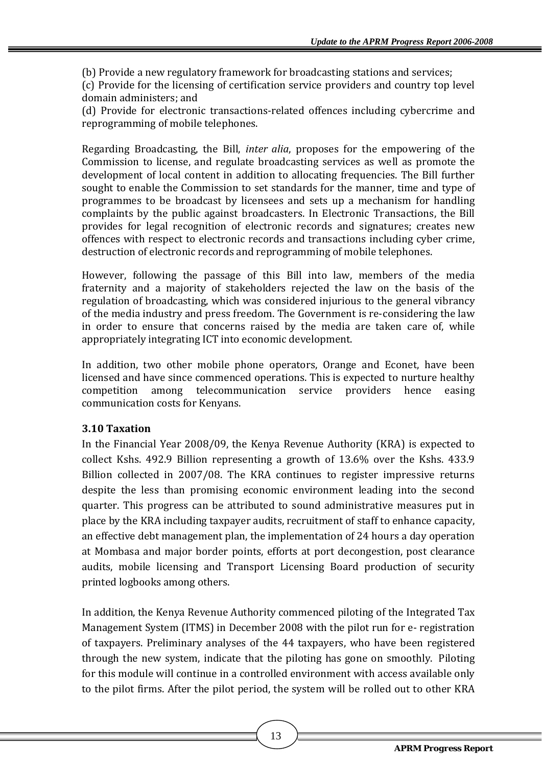(b) Provide a new regulatory framework for broadcasting stations and services;
(c) Provide for the licensing of certification service providers and country top level domain administers; and
(d) Provide for electronic transactions-related offences including cybercrime and reprogramming of mobile telephones.

Regarding Broadcasting, the Bill, *inter alia*, proposes for the empowering of the Commission to license, and regulate broadcasting services as well as promote the development of local content in addition to allocating frequencies. The Bill further sought to enable the Commission to set standards for the manner, time and type of programmes to be broadcast by licensees and sets up a mechanism for handling complaints by the public against broadcasters. In Electronic Transactions, the Bill provides for legal recognition of electronic records and signatures; creates new offences with respect to electronic records and transactions including cyber crime, destruction of electronic records and reprogramming of mobile telephones.

However, following the passage of this Bill into law, members of the media fraternity and a majority of stakeholders rejected the law on the basis of the regulation of broadcasting, which was considered injurious to the general vibrancy of the media industry and press freedom. The Government is re-considering the law in order to ensure that concerns raised by the media are taken care of, while appropriately integrating ICT into economic development.

In addition, two other mobile phone operators, Orange and Econet, have been licensed and have since commenced operations. This is expected to nurture healthy competition among telecommunication service providers hence easing communication costs for Kenyans.

### 3.10 Taxation

In the Financial Year 2008/09, the Kenya Revenue Authority (KRA) is expected to collect Kshs. 492.9 Billion representing a growth of 13.6% over the Kshs. 433.9 Billion collected in 2007/08. The KRA continues to register impressive returns despite the less than promising economic environment leading into the second quarter. This progress can be attributed to sound administrative measures put in place by the KRA including taxpayer audits, recruitment of staff to enhance capacity, an effective debt management plan, the implementation of 24 hours a day operation at Mombasa and major border points, efforts at port decongestion, post clearance audits, mobile licensing and Transport Licensing Board production of security printed logbooks among others.

In addition, the Kenya Revenue Authority commenced piloting of the Integrated Tax Management System (ITMS) in December 2008 with the pilot run for e- registration of taxpayers. Preliminary analyses of the 44 taxpayers, who have been registered through the new system, indicate that the piloting has gone on smoothly. Piloting for this module will continue in a controlled environment with access available only to the pilot firms. After the pilot period, the system will be rolled out to other KRA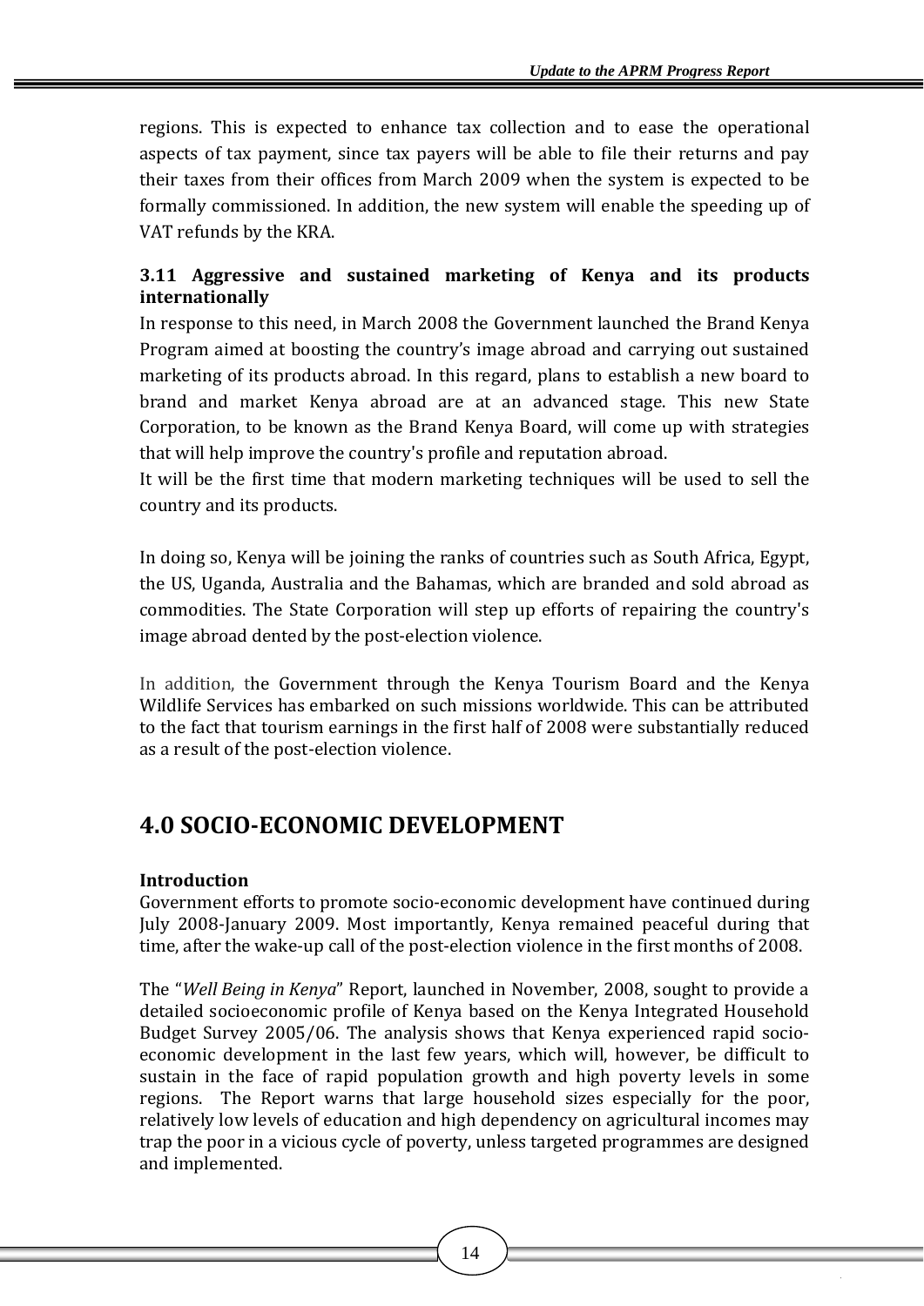regions. This is expected to enhance tax collection and to ease the operational aspects of tax payment, since tax payers will be able to file their returns and pay their taxes from their offices from March 2009 when the system is expected to be formally commissioned. In addition, the new system will enable the speeding up of VAT refunds by the KRA.

### 3.11 Aggressive and sustained marketing of Kenya and its products internationally

In response to this need, in March 2008 the Government launched the Brand Kenya Program aimed at boosting the country's image abroad and carrying out sustained marketing of its products abroad. In this regard, plans to establish a new board to brand and market Kenya abroad are at an advanced stage. This new State Corporation, to be known as the Brand Kenya Board, will come up with strategies that will help improve the country's profile and reputation abroad.

It will be the first time that modern marketing techniques will be used to sell the country and its products.

In doing so, Kenya will be joining the ranks of countries such as South Africa, Egypt, the US, Uganda, Australia and the Bahamas, which are branded and sold abroad as commodities. The State Corporation will step up efforts of repairing the country's image abroad dented by the post-election violence.

In addition, the Government through the Kenya Tourism Board and the Kenya Wildlife Services has embarked on such missions worldwide. This can be attributed to the fact that tourism earnings in the first half of 2008 were substantially reduced as a result of the post-election violence.

## 4.0 SOCIO-ECONOMIC DEVELOPMENT

**Introduction**

Government efforts to promote socio-economic development have continued during July 2008-January 2009. Most importantly, Kenya remained peaceful during that time, after the wake-up call of the post-election violence in the first months of 2008.

The "*Well Being in Kenya*" Report, launched in November, 2008, sought to provide a detailed socioeconomic profile of Kenya based on the Kenya Integrated Household Budget Survey 2005/06. The analysis shows that Kenya experienced rapid socio-economic development in the last few years, which will, however, be difficult to sustain in the face of rapid population growth and high poverty levels in some regions. The Report warns that large household sizes especially for the poor, relatively low levels of education and high dependency on agricultural incomes may trap the poor in a vicious cycle of poverty, unless targeted programmes are designed and implemented.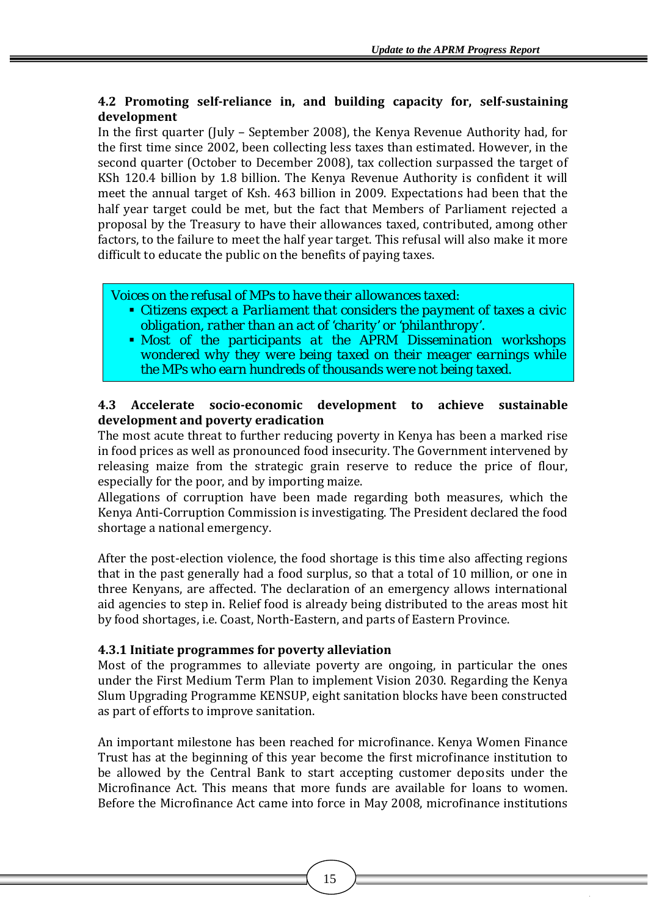### 4.2 Promoting self-reliance in, and building capacity for, self-sustaining development

In the first quarter (July – September 2008), the Kenya Revenue Authority had, for the first time since 2002, been collecting less taxes than estimated. However, in the second quarter (October to December 2008), tax collection surpassed the target of KSh 120.4 billion by 1.8 billion. The Kenya Revenue Authority is confident it will meet the annual target of Ksh. 463 billion in 2009. Expectations had been that the half year target could be met, but the fact that Members of Parliament rejected a proposal by the Treasury to have their allowances taxed, contributed, among other factors, to the failure to meet the half year target. This refusal will also make it more difficult to educate the public on the benefits of paying taxes.

> *Voices on the refusal of MPs to have their allowances taxed:*
> - *Citizens expect a Parliament that considers the payment of taxes a civic obligation, rather than an act of 'charity' or 'philanthropy'.*
> - *Most of the participants at the APRM Dissemination workshops wondered why they were being taxed on their meager earnings while the MPs who earn hundreds of thousands were not being taxed.*

### 4.3 Accelerate socio-economic development to achieve sustainable development and poverty eradication

The most acute threat to further reducing poverty in Kenya has been a marked rise in food prices as well as pronounced food insecurity. The Government intervened by releasing maize from the strategic grain reserve to reduce the price of flour, especially for the poor, and by importing maize.

Allegations of corruption have been made regarding both measures, which the Kenya Anti-Corruption Commission is investigating. The President declared the food shortage a national emergency.

After the post-election violence, the food shortage is this time also affecting regions that in the past generally had a food surplus, so that a total of 10 million, or one in three Kenyans, are affected. The declaration of an emergency allows international aid agencies to step in. Relief food is already being distributed to the areas most hit by food shortages, i.e. Coast, North-Eastern, and parts of Eastern Province.

#### 4.3.1 Initiate programmes for poverty alleviation

Most of the programmes to alleviate poverty are ongoing, in particular the ones under the First Medium Term Plan to implement Vision 2030. Regarding the Kenya Slum Upgrading Programme KENSUP, eight sanitation blocks have been constructed as part of efforts to improve sanitation.

An important milestone has been reached for microfinance. Kenya Women Finance Trust has at the beginning of this year become the first microfinance institution to be allowed by the Central Bank to start accepting customer deposits under the Microfinance Act. This means that more funds are available for loans to women. Before the Microfinance Act came into force in May 2008, microfinance institutions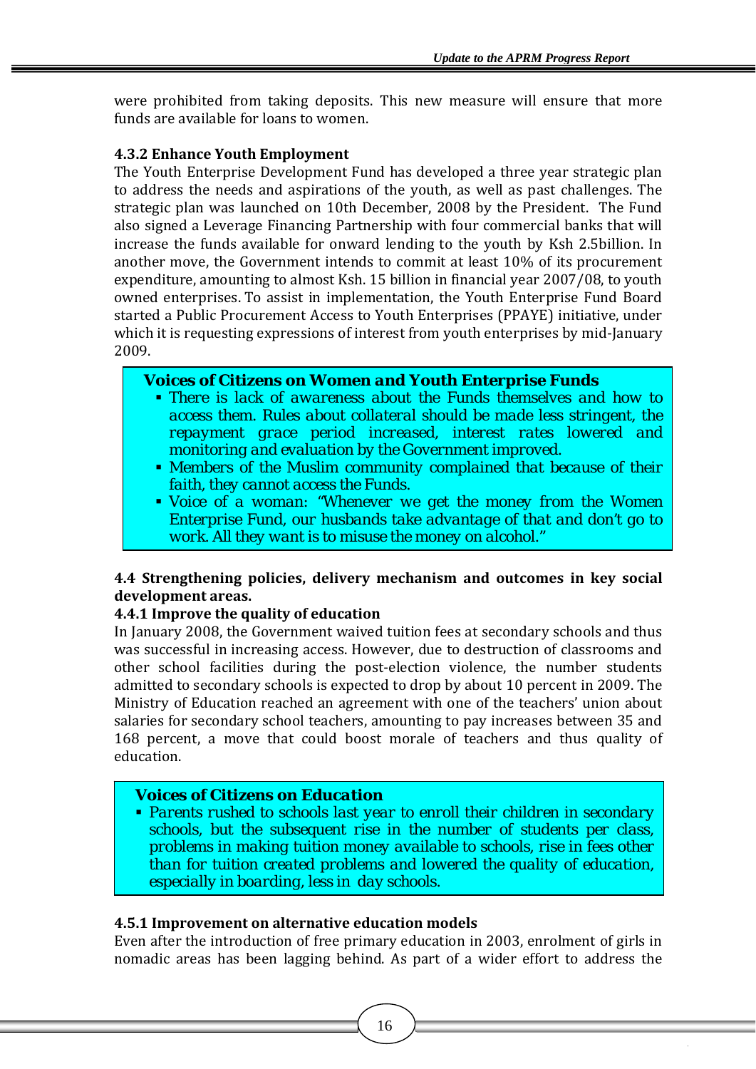were prohibited from taking deposits. This new measure will ensure that more funds are available for loans to women.

#### 4.3.2 Enhance Youth Employment

The Youth Enterprise Development Fund has developed a three year strategic plan to address the needs and aspirations of the youth, as well as past challenges. The strategic plan was launched on 10th December, 2008 by the President. The Fund also signed a Leverage Financing Partnership with four commercial banks that will increase the funds available for onward lending to the youth by Ksh 2.5billion. In another move, the Government intends to commit at least 10% of its procurement expenditure, amounting to almost Ksh. 15 billion in financial year 2007/08, to youth owned enterprises. To assist in implementation, the Youth Enterprise Fund Board started a Public Procurement Access to Youth Enterprises (PPAYE) initiative, under which it is requesting expressions of interest from youth enterprises by mid-January 2009.

> **Voices of Citizens on Women and Youth Enterprise Funds**
> - There is lack of awareness about the Funds themselves and how to access them. Rules about collateral should be made less stringent, the repayment grace period increased, interest rates lowered and monitoring and evaluation by the Government improved.
> - Members of the Muslim community complained that because of their faith, they cannot access the Funds.
> - Voice of a woman: "Whenever we get the money from the Women Enterprise Fund, our husbands take advantage of that and don't go to work. All they want is to misuse the money on alcohol."

### 4.4 Strengthening policies, delivery mechanism and outcomes in key social development areas.

#### 4.4.1 Improve the quality of education

In January 2008, the Government waived tuition fees at secondary schools and thus was successful in increasing access. However, due to destruction of classrooms and other school facilities during the post-election violence, the number students admitted to secondary schools is expected to drop by about 10 percent in 2009. The Ministry of Education reached an agreement with one of the teachers' union about salaries for secondary school teachers, amounting to pay increases between 35 and 168 percent, a move that could boost morale of teachers and thus quality of education.

> **Voices of Citizens on Education**
> - Parents rushed to schools last year to enroll their children in secondary schools, but the subsequent rise in the number of students per class, problems in making tuition money available to schools, rise in fees other than for tuition created problems and lowered the quality of education, especially in boarding, less in day schools.

#### 4.5.1 Improvement on alternative education models

Even after the introduction of free primary education in 2003, enrolment of girls in nomadic areas has been lagging behind. As part of a wider effort to address the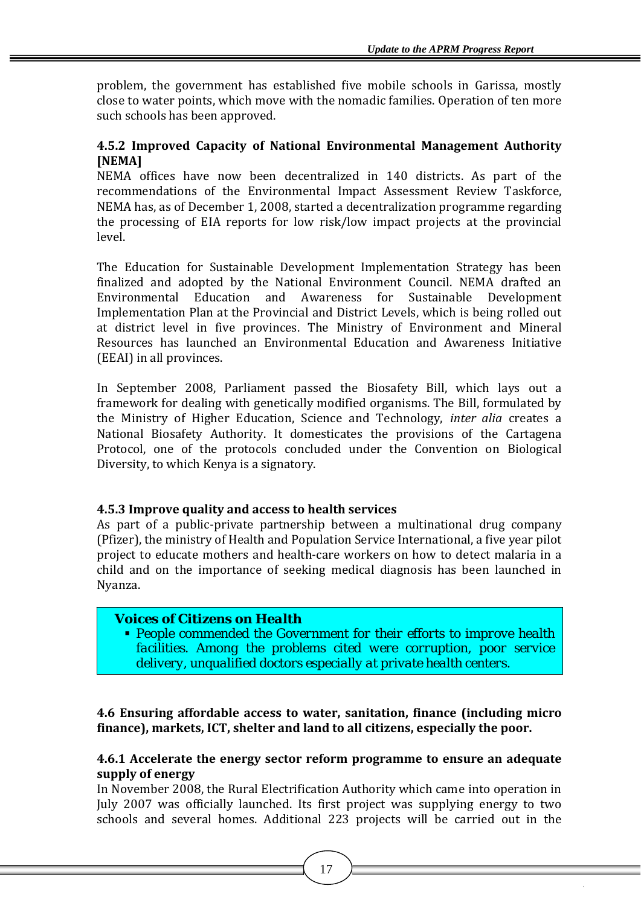problem, the government has established five mobile schools in Garissa, mostly close to water points, which move with the nomadic families. Operation of ten more such schools has been approved.

#### 4.5.2 Improved Capacity of National Environmental Management Authority [NEMA]

NEMA offices have now been decentralized in 140 districts. As part of the recommendations of the Environmental Impact Assessment Review Taskforce, NEMA has, as of December 1, 2008, started a decentralization programme regarding the processing of EIA reports for low risk/low impact projects at the provincial level.

The Education for Sustainable Development Implementation Strategy has been finalized and adopted by the National Environment Council. NEMA drafted an Environmental Education and Awareness for Sustainable Development Implementation Plan at the Provincial and District Levels, which is being rolled out at district level in five provinces. The Ministry of Environment and Mineral Resources has launched an Environmental Education and Awareness Initiative (EEAI) in all provinces.

In September 2008, Parliament passed the Biosafety Bill, which lays out a framework for dealing with genetically modified organisms. The Bill, formulated by the Ministry of Higher Education, Science and Technology, *inter alia* creates a National Biosafety Authority. It domesticates the provisions of the Cartagena Protocol, one of the protocols concluded under the Convention on Biological Diversity, to which Kenya is a signatory.

#### 4.5.3 Improve quality and access to health services

As part of a public-private partnership between a multinational drug company (Pfizer), the ministry of Health and Population Service International, a five year pilot project to educate mothers and health-care workers on how to detect malaria in a child and on the importance of seeking medical diagnosis has been launched in Nyanza.

> **Voices of Citizens on Health**
> - People commended the Government for their efforts to improve health facilities. Among the problems cited were corruption, poor service delivery, unqualified doctors especially at private health centers.

### 4.6 Ensuring affordable access to water, sanitation, finance (including micro finance), markets, ICT, shelter and land to all citizens, especially the poor.

#### 4.6.1 Accelerate the energy sector reform programme to ensure an adequate supply of energy

In November 2008, the Rural Electrification Authority which came into operation in July 2007 was officially launched. Its first project was supplying energy to two schools and several homes. Additional 223 projects will be carried out in the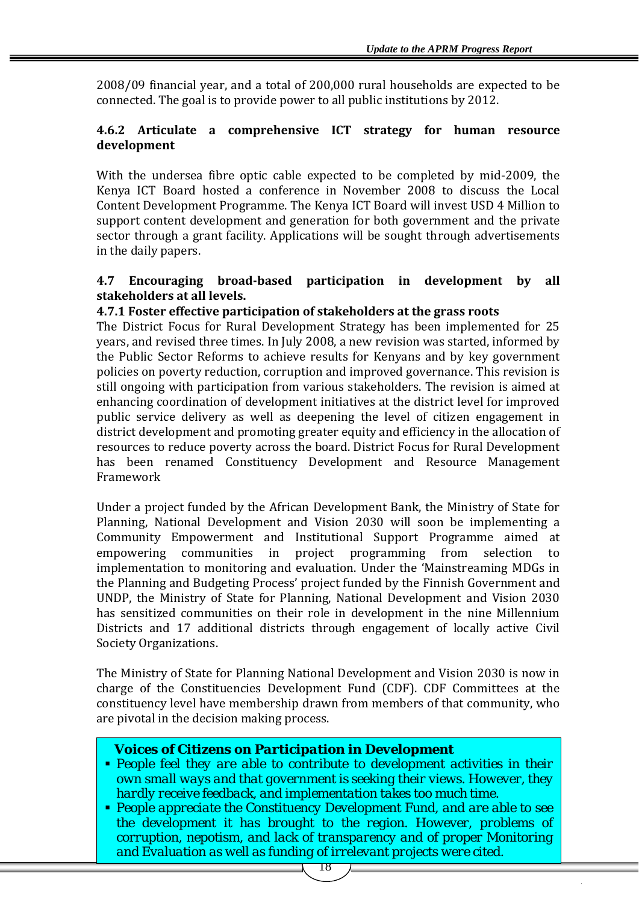2008/09 financial year, and a total of 200,000 rural households are expected to be connected. The goal is to provide power to all public institutions by 2012.

#### 4.6.2 Articulate a comprehensive ICT strategy for human resource development

With the undersea fibre optic cable expected to be completed by mid-2009, the Kenya ICT Board hosted a conference in November 2008 to discuss the Local Content Development Programme. The Kenya ICT Board will invest USD 4 Million to support content development and generation for both government and the private sector through a grant facility. Applications will be sought through advertisements in the daily papers.

### 4.7 Encouraging broad-based participation in development by all stakeholders at all levels.

#### 4.7.1 Foster effective participation of stakeholders at the grass roots

The District Focus for Rural Development Strategy has been implemented for 25 years, and revised three times. In July 2008, a new revision was started, informed by the Public Sector Reforms to achieve results for Kenyans and by key government policies on poverty reduction, corruption and improved governance. This revision is still ongoing with participation from various stakeholders. The revision is aimed at enhancing coordination of development initiatives at the district level for improved public service delivery as well as deepening the level of citizen engagement in district development and promoting greater equity and efficiency in the allocation of resources to reduce poverty across the board. District Focus for Rural Development has been renamed Constituency Development and Resource Management Framework

Under a project funded by the African Development Bank, the Ministry of State for Planning, National Development and Vision 2030 will soon be implementing a Community Empowerment and Institutional Support Programme aimed at empowering communities in project programming from selection to implementation to monitoring and evaluation. Under the 'Mainstreaming MDGs in the Planning and Budgeting Process' project funded by the Finnish Government and UNDP, the Ministry of State for Planning, National Development and Vision 2030 has sensitized communities on their role in development in the nine Millennium Districts and 17 additional districts through engagement of locally active Civil Society Organizations.

The Ministry of State for Planning National Development and Vision 2030 is now in charge of the Constituencies Development Fund (CDF). CDF Committees at the constituency level have membership drawn from members of that community, who are pivotal in the decision making process.

**Voices of Citizens on Participation in Development**

- People feel they are able to contribute to development activities in their own small ways and that government is seeking their views. However, they hardly receive feedback, and implementation takes too much time.
- People appreciate the Constituency Development Fund, and are able to see the development it has brought to the region. However, problems of corruption, nepotism, and lack of transparency and of proper Monitoring and Evaluation as well as funding of irrelevant projects were cited.